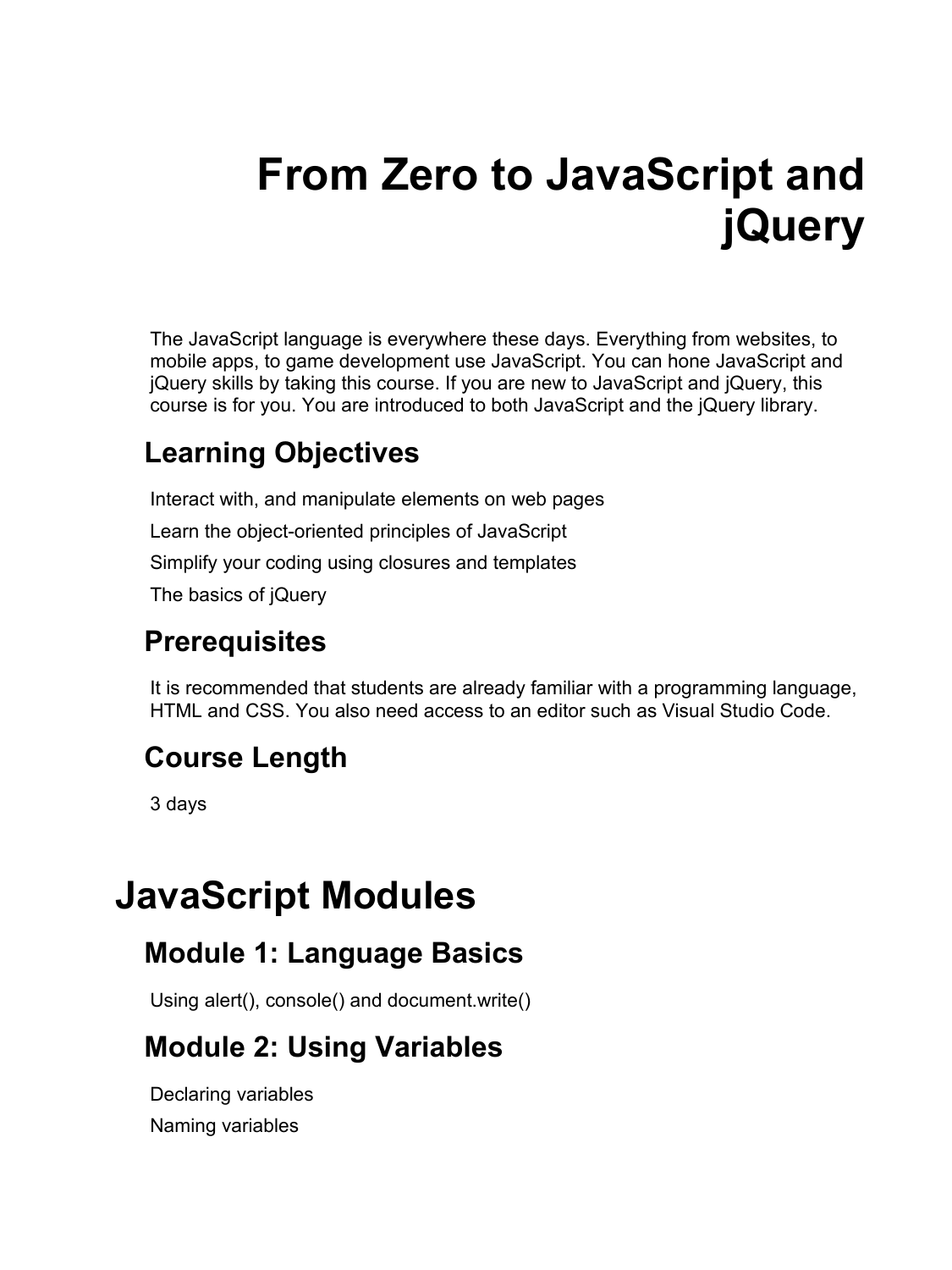# From Zero to JavaScript and jQuery

The JavaScript language is everywhere these days. Everything from websites, to mobile apps, to game development use JavaScript. You can hone JavaScript and jQuery skills by taking this course. If you are new to JavaScript and jQuery, this course is for you. You are introduced to both JavaScript and the jQuery library.

### Learning Objectives

Interact with, and manipulate elements on web pages

Learn the object-oriented principles of JavaScript

Simplify your coding using closures and templates

The basics of jQuery

### Prerequisites

It is recommended that students are already familiar with a programming language, HTML and CSS. You also need access to an editor such as Visual Studio Code.

### Course Length

3 days

## JavaScript Modules

### Module 1: Language Basics

Using alert(), console() and document.write()

### Module 2: Using Variables

Declaring variables

Naming variables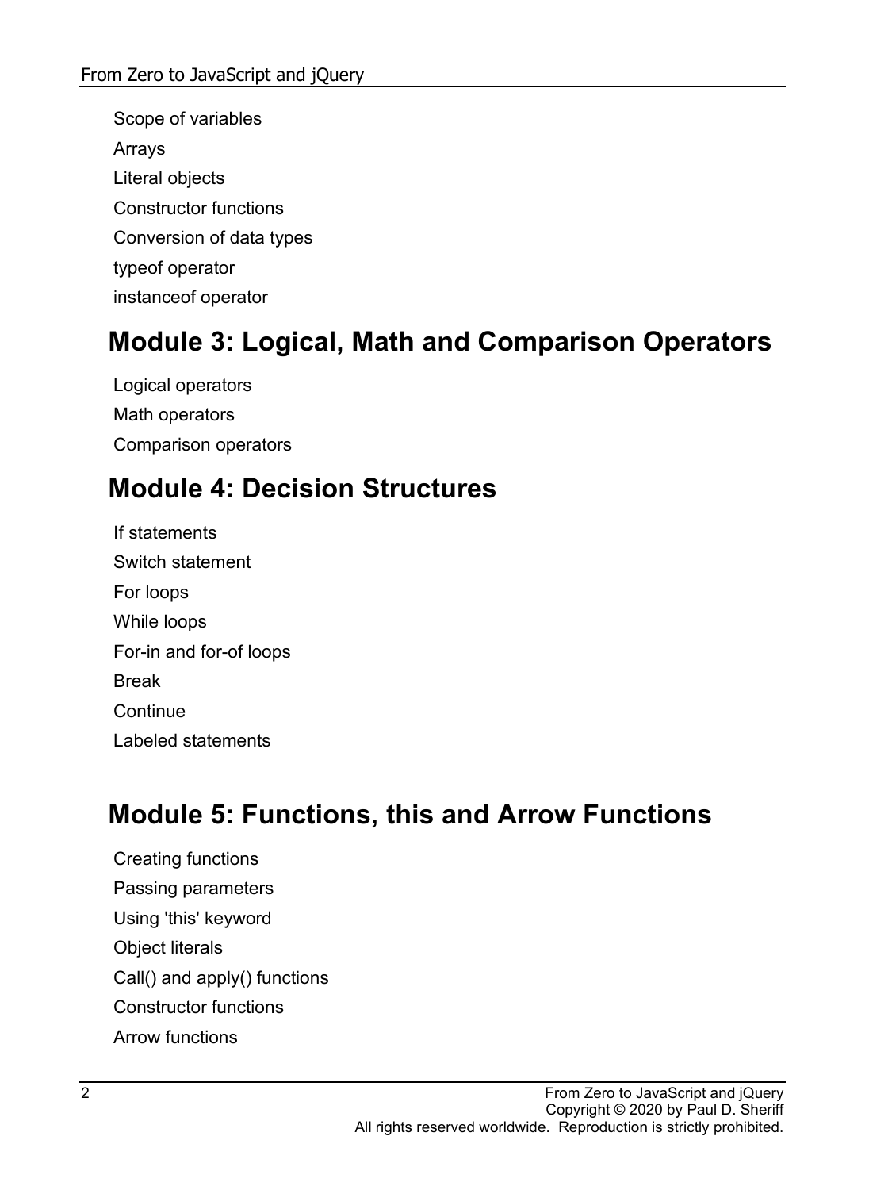Scope of variables

Arrays

Literal objects

Constructor functions

Conversion of data types

typeof operator

instanceof operator

## Module 3: Logical, Math and Comparison Operators

Logical operators

Math operators

Comparison operators

## Module 4: Decision Structures

If statements

Switch statement

For loops

While loops

For-in and for-of loops

Break

Continue

Labeled statements

## Module 5: Functions, this and Arrow Functions

Creating functions

Passing parameters

Using 'this' keyword

Object literals

Call() and apply() functions

Constructor functions

Arrow functions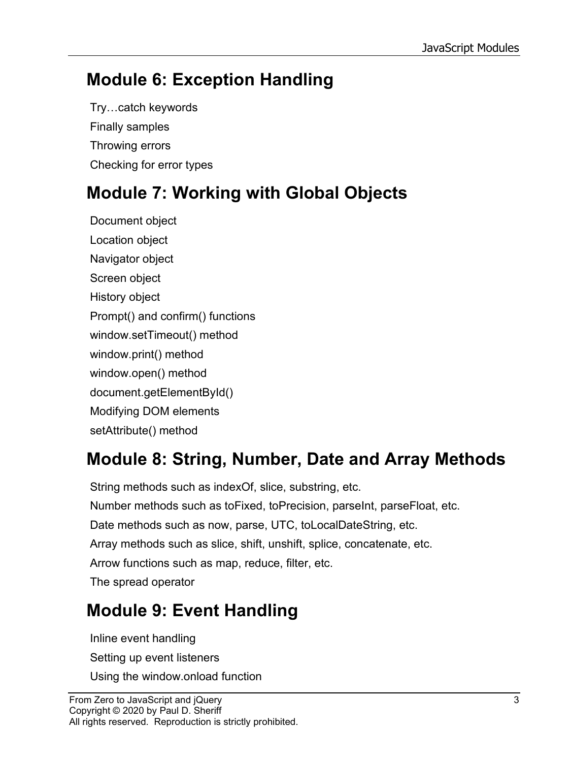## Module 6: Exception Handling

Try…catch keywords

Finally samples

Throwing errors

Checking for error types

## Module 7: Working with Global Objects

Document object

Location object

Navigator object

Screen object

History object

Prompt() and confirm() functions

window.setTimeout() method

window.print() method

window.open() method

document.getElementById()

Modifying DOM elements

setAttribute() method

## Module 8: String, Number, Date and Array Methods

String methods such as indexOf, slice, substring, etc.

Number methods such as toFixed, toPrecision, parseInt, parseFloat, etc.

Date methods such as now, parse, UTC, toLocalDateString, etc.

Array methods such as slice, shift, unshift, splice, concatenate, etc.

Arrow functions such as map, reduce, filter, etc.

The spread operator

## Module 9: Event Handling

Inline event handling

Setting up event listeners

Using the window.onload function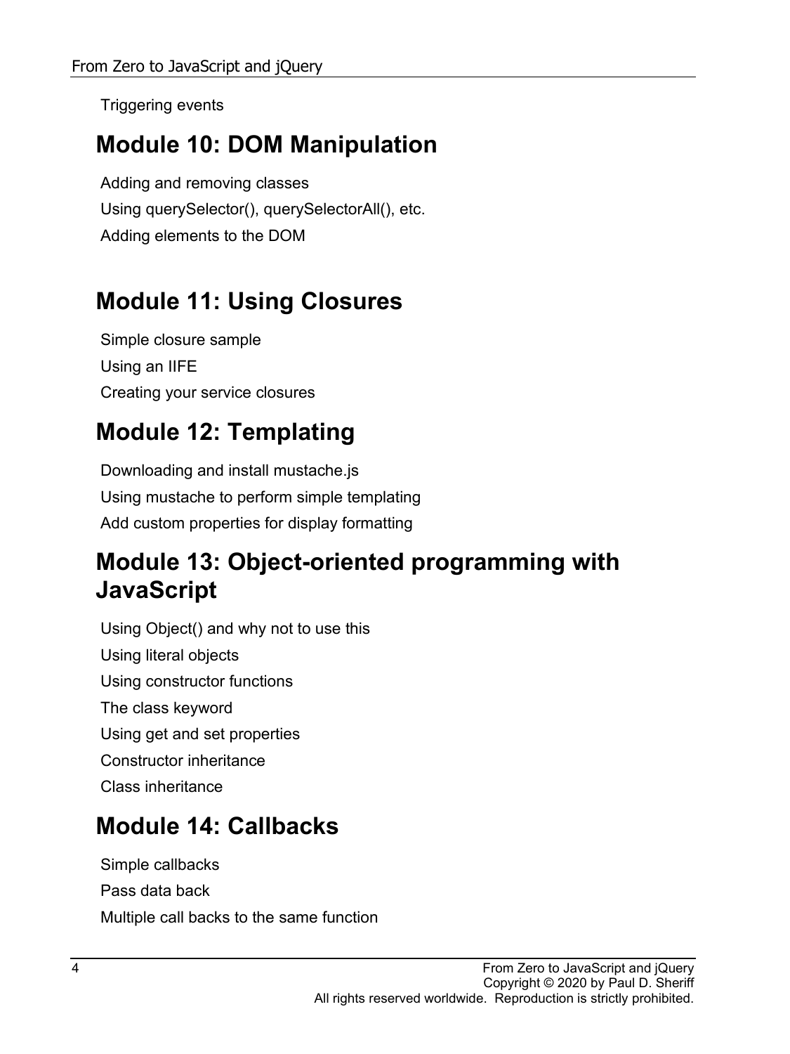Triggering events

## Module 10: DOM Manipulation

Adding and removing classes

Using querySelector(), querySelectorAll(), etc.

Adding elements to the DOM

## Module 11: Using Closures

Simple closure sample

Using an IIFE

Creating your service closures

## Module 12: Templating

Downloading and install mustache.js

Using mustache to perform simple templating

Add custom properties for display formatting

## Module 13: Object-oriented programming with JavaScript

Using Object() and why not to use this

Using literal objects

Using constructor functions

The class keyword

Using get and set properties

Constructor inheritance

Class inheritance

## Module 14: Callbacks

Simple callbacks

Pass data back

Multiple call backs to the same function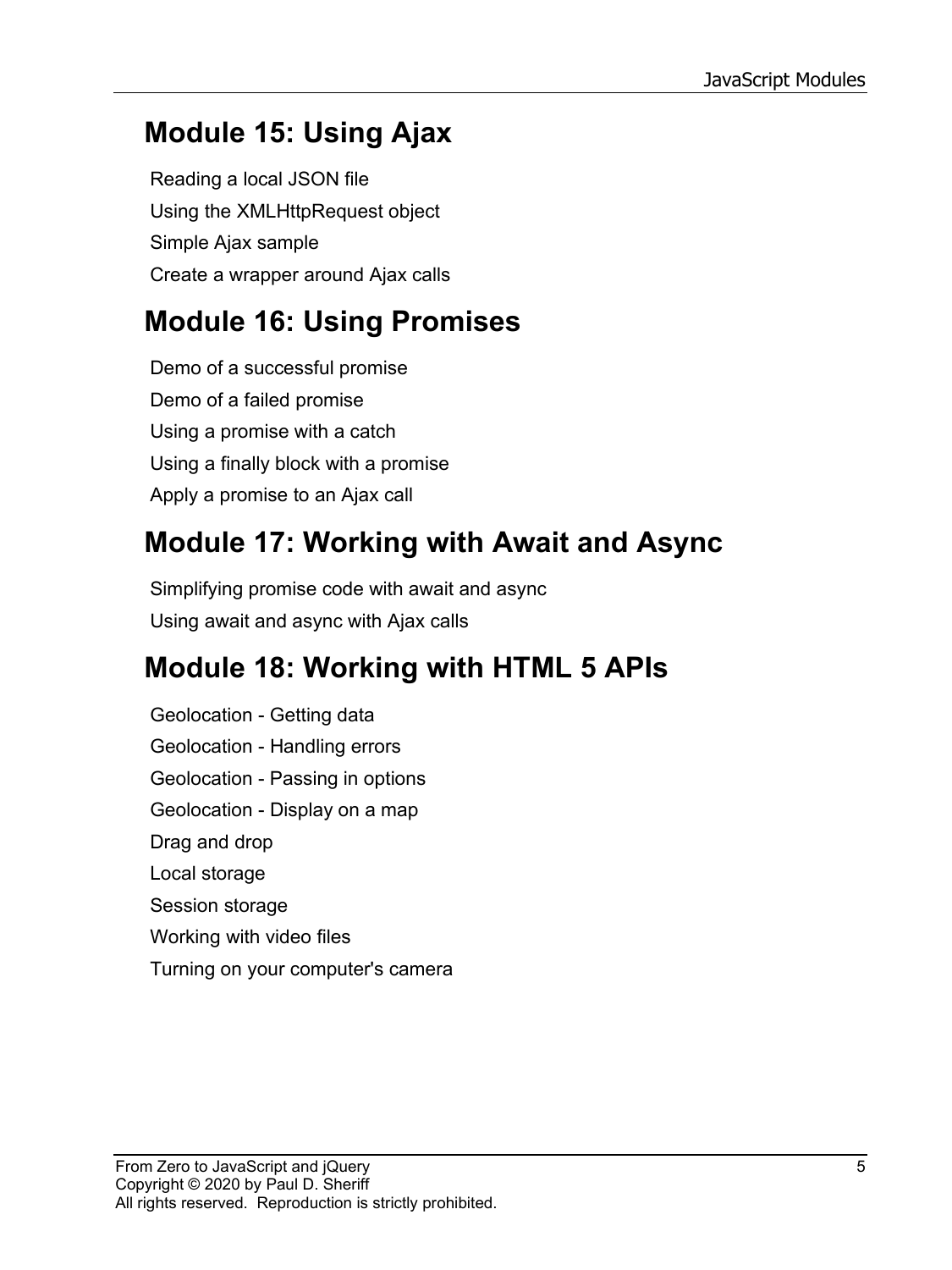## Module 15: Using Ajax

Reading a local JSON file

Using the XMLHttpRequest object

Simple Ajax sample

Create a wrapper around Ajax calls

## Module 16: Using Promises

Demo of a successful promise

Demo of a failed promise

Using a promise with a catch

Using a finally block with a promise

Apply a promise to an Ajax call

## Module 17: Working with Await and Async

Simplifying promise code with await and async

Using await and async with Ajax calls

## Module 18: Working with HTML 5 APIs

Geolocation - Getting data

Geolocation - Handling errors

Geolocation - Passing in options

Geolocation - Display on a map

Drag and drop

Local storage

Session storage

Working with video files

Turning on your computer's camera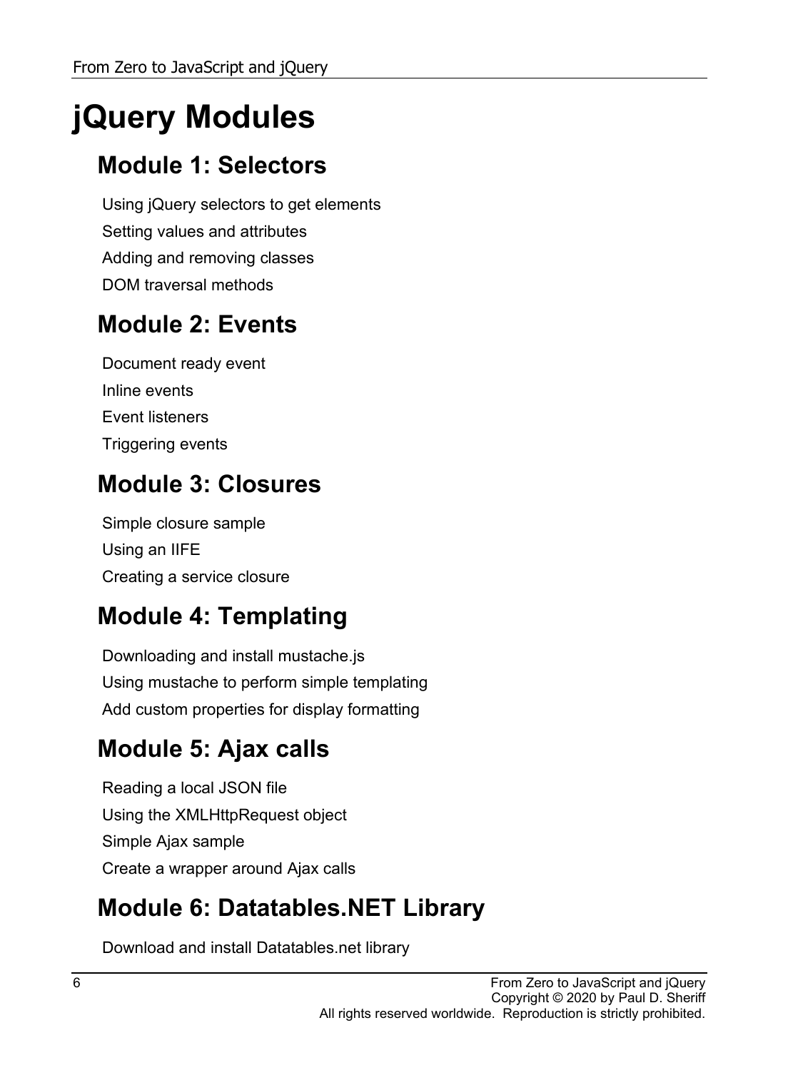# jQuery Modules

## Module 1: Selectors

Using jQuery selectors to get elements

Setting values and attributes

Adding and removing classes

DOM traversal methods

## Module 2: Events

Document ready event

Inline events

Event listeners

Triggering events

## Module 3: Closures

Simple closure sample

Using an IIFE

Creating a service closure

## Module 4: Templating

Downloading and install mustache.js

Using mustache to perform simple templating

Add custom properties for display formatting

## Module 5: Ajax calls

Reading a local JSON file

Using the XMLHttpRequest object

Simple Ajax sample

Create a wrapper around Ajax calls

## Module 6: Datatables.NET Library

Download and install Datatables.net library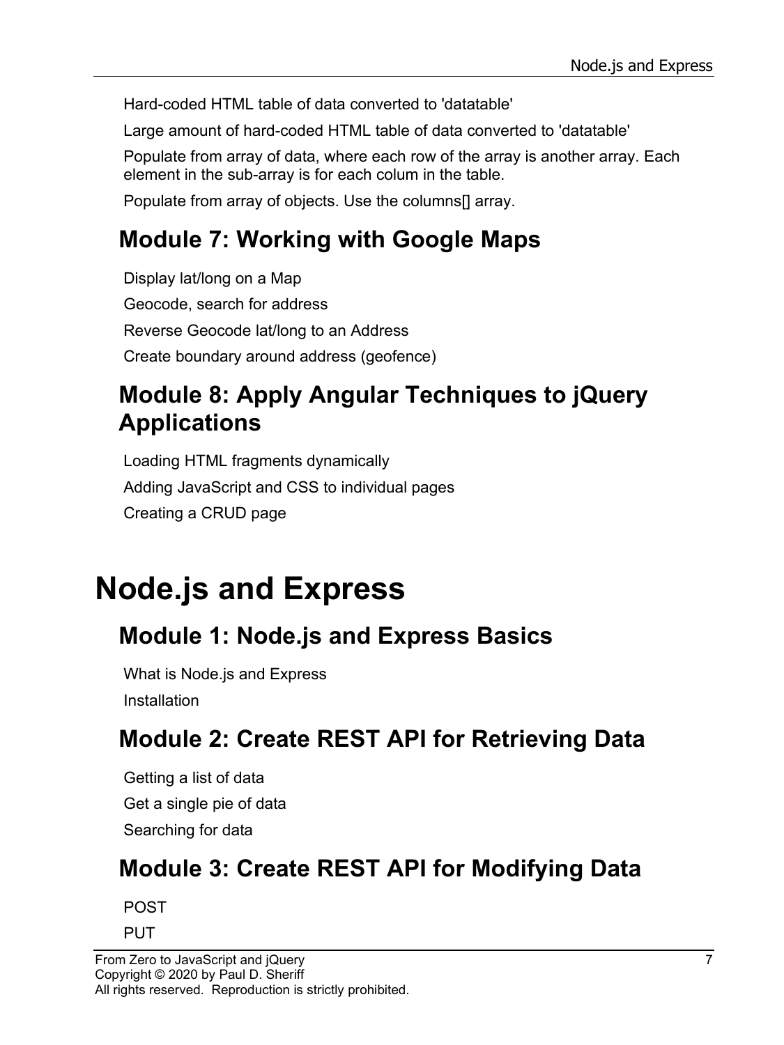Hard-coded HTML table of data converted to 'datatable'

Large amount of hard-coded HTML table of data converted to 'datatable'

Populate from array of data, where each row of the array is another array. Each element in the sub-array is for each colum in the table.

Populate from array of objects. Use the columns[] array.

## Module 7: Working with Google Maps

Display lat/long on a Map

Geocode, search for address

Reverse Geocode lat/long to an Address

Create boundary around address (geofence)

## Module 8: Apply Angular Techniques to jQuery Applications

Loading HTML fragments dynamically

Adding JavaScript and CSS to individual pages

Creating a CRUD page

# Node.js and Express

## Module 1: Node.js and Express Basics

What is Node.js and Express

Installation

## Module 2: Create REST API for Retrieving Data

Getting a list of data

Get a single pie of data

Searching for data

## Module 3: Create REST API for Modifying Data

POST

PUT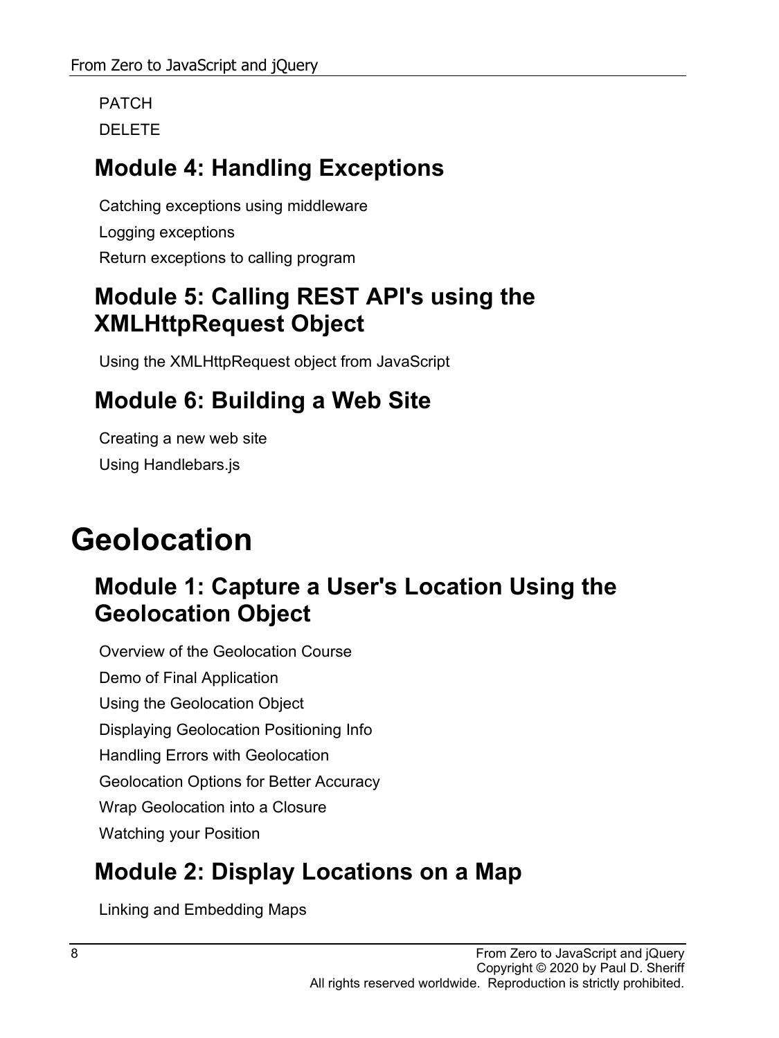PATCH

DELETE

## Module 4: Handling Exceptions

Catching exceptions using middleware

Logging exceptions

Return exceptions to calling program

## Module 5: Calling REST API's using the XMLHttpRequest Object

Using the XMLHttpRequest object from JavaScript

## Module 6: Building a Web Site

Creating a new web site

Using Handlebars.js

# Geolocation

## Module 1: Capture a User's Location Using the Geolocation Object

Overview of the Geolocation Course

Demo of Final Application

Using the Geolocation Object

Displaying Geolocation Positioning Info

Handling Errors with Geolocation

Geolocation Options for Better Accuracy

Wrap Geolocation into a Closure

Watching your Position

## Module 2: Display Locations on a Map

Linking and Embedding Maps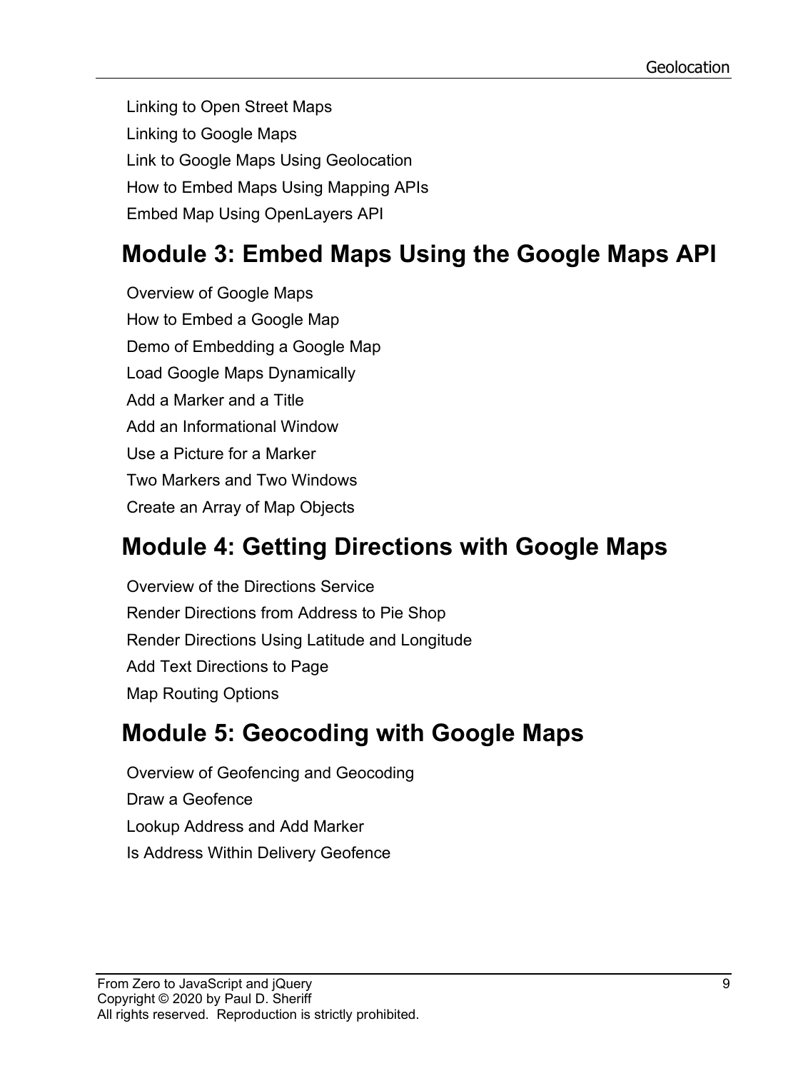Linking to Open Street Maps

Linking to Google Maps

Link to Google Maps Using Geolocation

How to Embed Maps Using Mapping APIs

Embed Map Using OpenLayers API

## Module 3: Embed Maps Using the Google Maps API

Overview of Google Maps

How to Embed a Google Map

Demo of Embedding a Google Map

Load Google Maps Dynamically

Add a Marker and a Title

Add an Informational Window

Use a Picture for a Marker

Two Markers and Two Windows

Create an Array of Map Objects

## Module 4: Getting Directions with Google Maps

Overview of the Directions Service

Render Directions from Address to Pie Shop

Render Directions Using Latitude and Longitude

Add Text Directions to Page

Map Routing Options

## Module 5: Geocoding with Google Maps

Overview of Geofencing and Geocoding

Draw a Geofence

Lookup Address and Add Marker

Is Address Within Delivery Geofence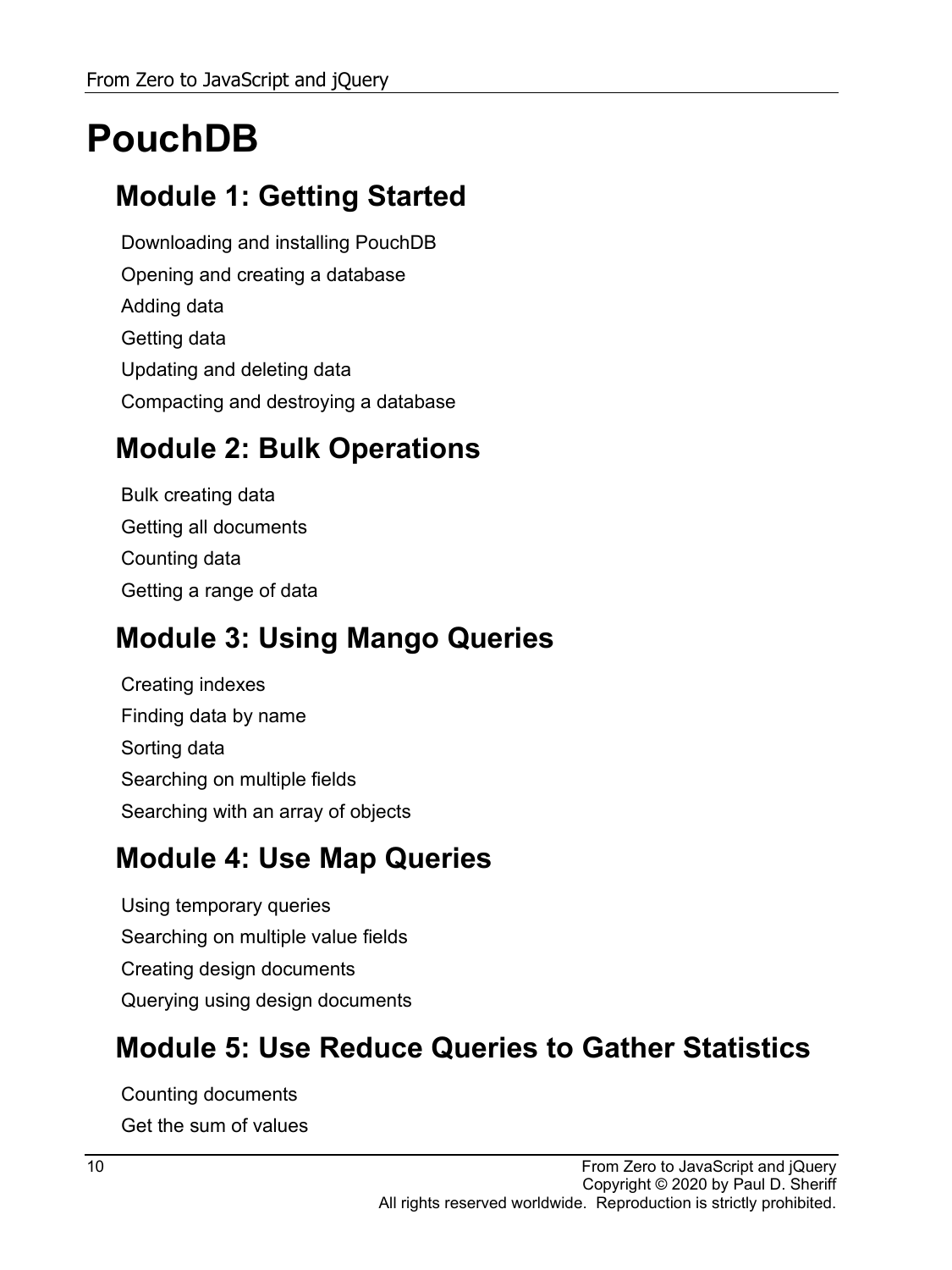# PouchDB

## Module 1: Getting Started

Downloading and installing PouchDB

Opening and creating a database

Adding data

Getting data

Updating and deleting data

Compacting and destroying a database

## Module 2: Bulk Operations

Bulk creating data

Getting all documents

Counting data

Getting a range of data

## Module 3: Using Mango Queries

Creating indexes

Finding data by name

Sorting data

Searching on multiple fields

Searching with an array of objects

## Module 4: Use Map Queries

Using temporary queries

Searching on multiple value fields

Creating design documents

Querying using design documents

## Module 5: Use Reduce Queries to Gather Statistics

Counting documents

Get the sum of values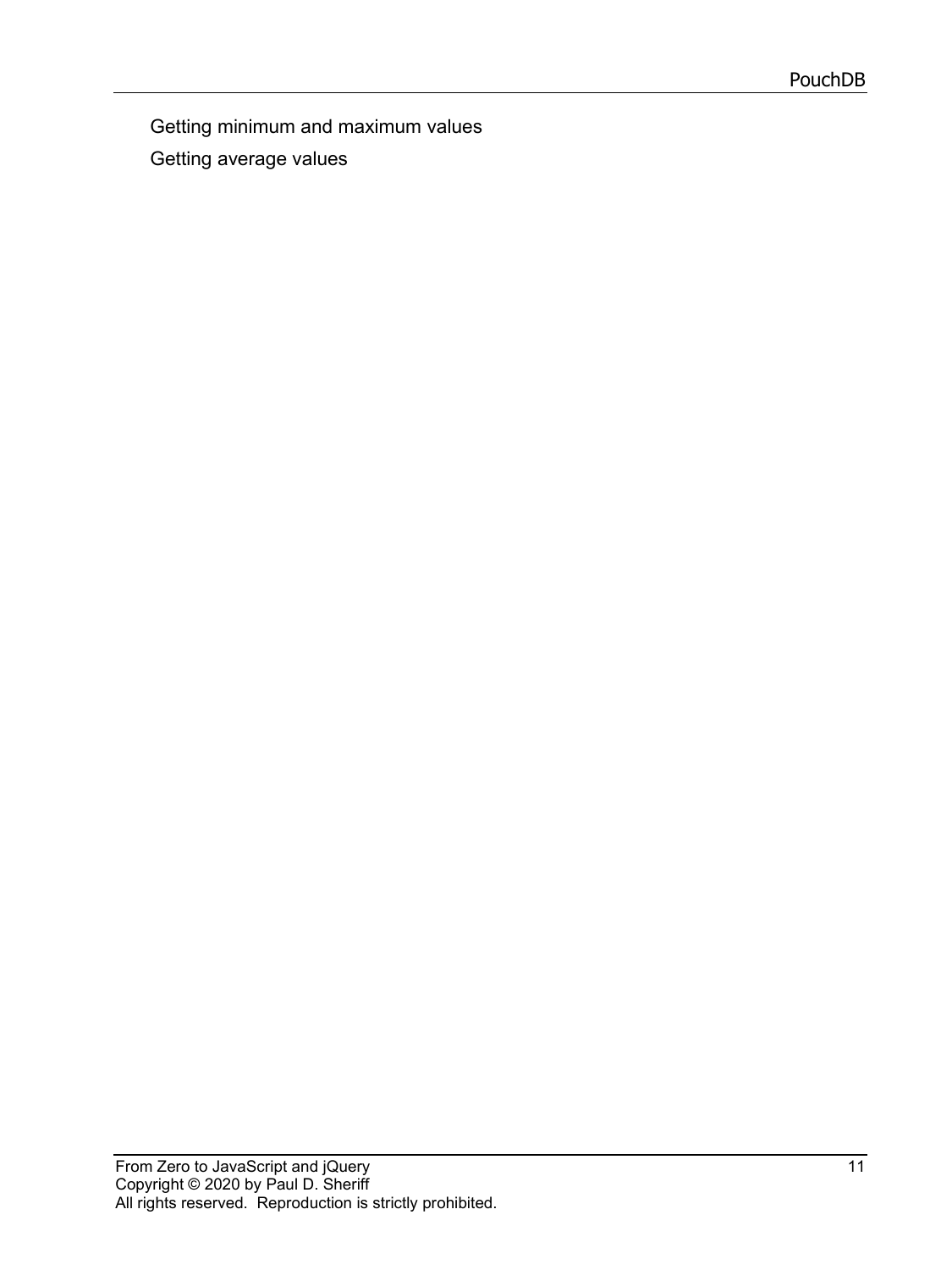Getting minimum and maximum values

Getting average values